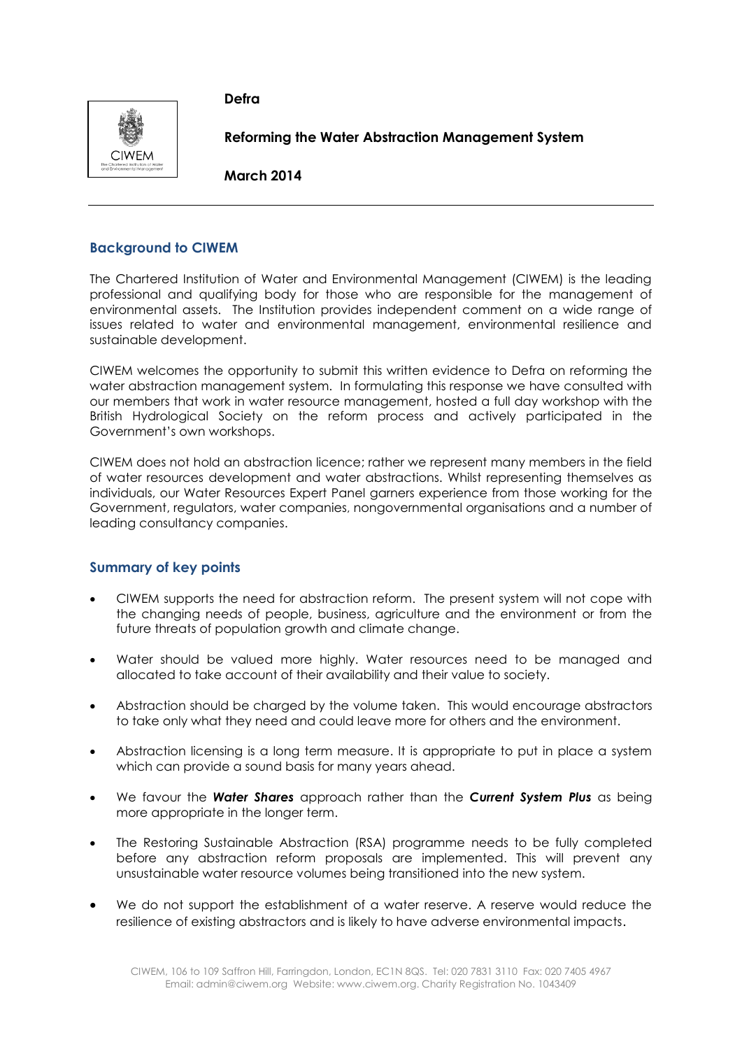**Defra**

**Reforming the Water Abstraction Management System**

**March 2014**

---

## Background to CIWEM

The Chartered Institution of Water and Environmental Management (CIWEM) is the leading professional and qualifying body for those who are responsible for the management of environmental assets. The Institution provides independent comment on a wide range of issues related to water and environmental management, environmental resilience and sustainable development.

CIWEM welcomes the opportunity to submit this written evidence to Defra on reforming the water abstraction management system. In formulating this response we have consulted with our members that work in water resource management, hosted a full day workshop with the British Hydrological Society on the reform process and actively participated in the Government's own workshops.

CIWEM does not hold an abstraction licence; rather we represent many members in the field of water resources development and water abstractions. Whilst representing themselves as individuals, our Water Resources Expert Panel garners experience from those working for the Government, regulators, water companies, nongovernmental organisations and a number of leading consultancy companies.

## Summary of key points

- CIWEM supports the need for abstraction reform. The present system will not cope with the changing needs of people, business, agriculture and the environment or from the future threats of population growth and climate change.
- Water should be valued more highly. Water resources need to be managed and allocated to take account of their availability and their value to society.
- Abstraction should be charged by the volume taken. This would encourage abstractors to take only what they need and could leave more for others and the environment.
- Abstraction licensing is a long term measure. It is appropriate to put in place a system which can provide a sound basis for many years ahead.
- We favour the ***Water Shares*** approach rather than the ***Current System Plus*** as being more appropriate in the longer term.
- The Restoring Sustainable Abstraction (RSA) programme needs to be fully completed before any abstraction reform proposals are implemented. This will prevent any unsustainable water resource volumes being transitioned into the new system.
- We do not support the establishment of a water reserve. A reserve would reduce the resilience of existing abstractors and is likely to have adverse environmental impacts.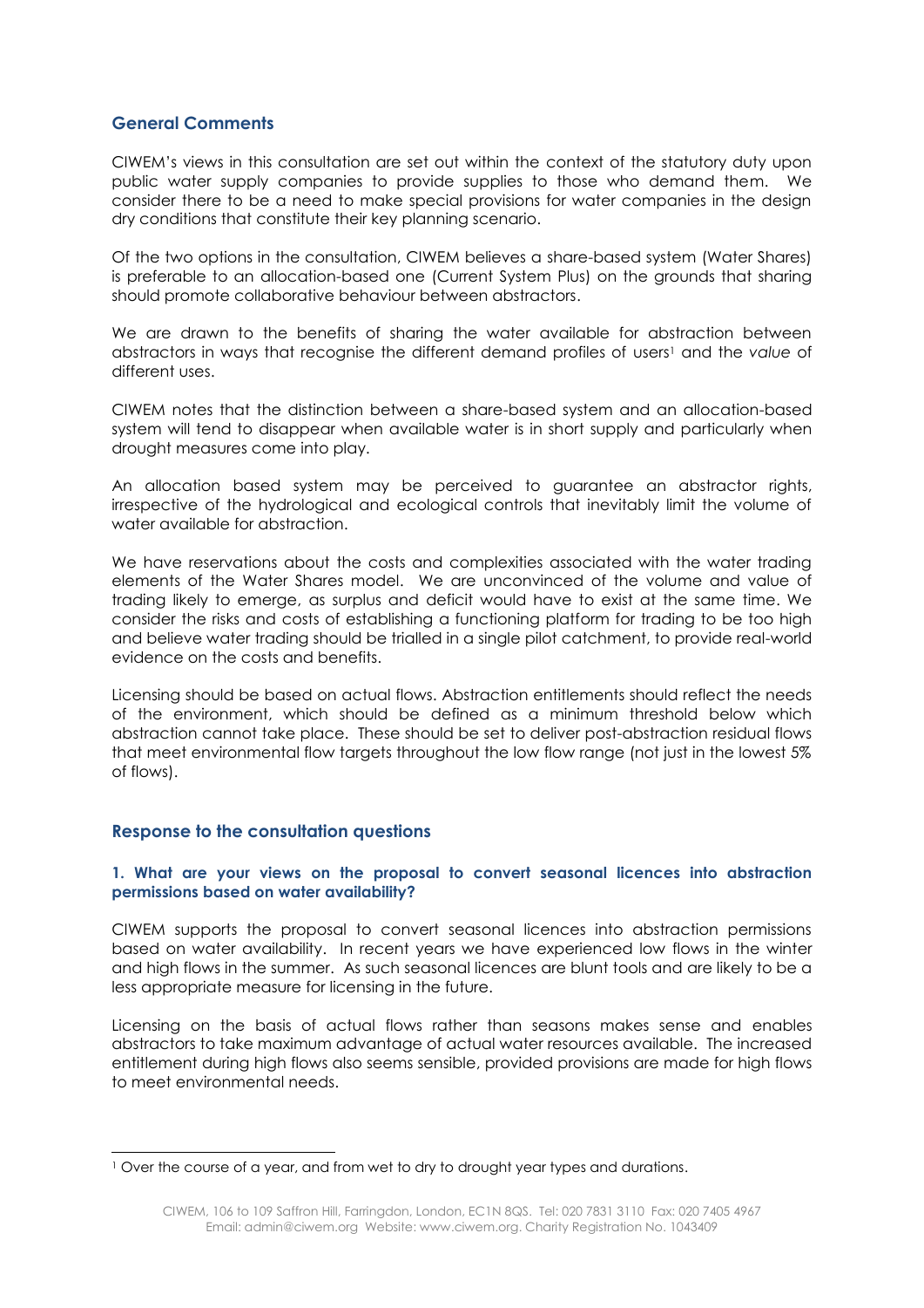## General Comments

CIWEM's views in this consultation are set out within the context of the statutory duty upon public water supply companies to provide supplies to those who demand them. We consider there to be a need to make special provisions for water companies in the design dry conditions that constitute their key planning scenario.

Of the two options in the consultation, CIWEM believes a share-based system (Water Shares) is preferable to an allocation-based one (Current System Plus) on the grounds that sharing should promote collaborative behaviour between abstractors.

We are drawn to the benefits of sharing the water available for abstraction between abstractors in ways that recognise the different demand profiles of users[1] and the *value* of different uses.

CIWEM notes that the distinction between a share-based system and an allocation-based system will tend to disappear when available water is in short supply and particularly when drought measures come into play.

An allocation based system may be perceived to guarantee an abstractor rights, irrespective of the hydrological and ecological controls that inevitably limit the volume of water available for abstraction.

We have reservations about the costs and complexities associated with the water trading elements of the Water Shares model. We are unconvinced of the volume and value of trading likely to emerge, as surplus and deficit would have to exist at the same time. We consider the risks and costs of establishing a functioning platform for trading to be too high and believe water trading should be trialled in a single pilot catchment, to provide real-world evidence on the costs and benefits.

Licensing should be based on actual flows. Abstraction entitlements should reflect the needs of the environment, which should be defined as a minimum threshold below which abstraction cannot take place. These should be set to deliver post-abstraction residual flows that meet environmental flow targets throughout the low flow range (not just in the lowest 5% of flows).

## Response to the consultation questions

### 1. What are your views on the proposal to convert seasonal licences into abstraction permissions based on water availability?

CIWEM supports the proposal to convert seasonal licences into abstraction permissions based on water availability. In recent years we have experienced low flows in the winter and high flows in the summer. As such seasonal licences are blunt tools and are likely to be a less appropriate measure for licensing in the future.

Licensing on the basis of actual flows rather than seasons makes sense and enables abstractors to take maximum advantage of actual water resources available. The increased entitlement during high flows also seems sensible, provided provisions are made for high flows to meet environmental needs.

[1] Over the course of a year, and from wet to dry to drought year types and durations.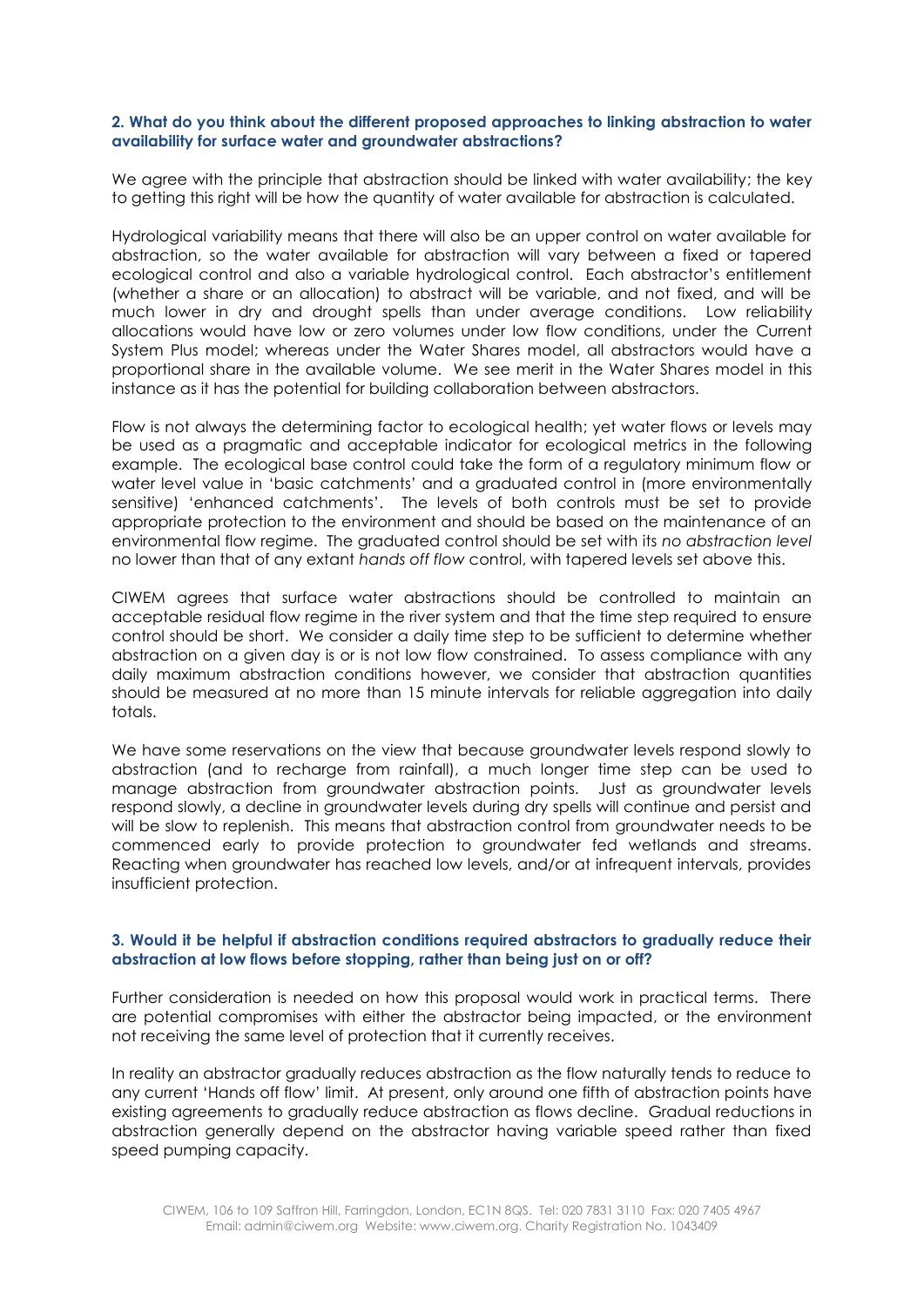**2. What do you think about the different proposed approaches to linking abstraction to water availability for surface water and groundwater abstractions?**

We agree with the principle that abstraction should be linked with water availability; the key to getting this right will be how the quantity of water available for abstraction is calculated.

Hydrological variability means that there will also be an upper control on water available for abstraction, so the water available for abstraction will vary between a fixed or tapered ecological control and also a variable hydrological control. Each abstractor's entitlement (whether a share or an allocation) to abstract will be variable, and not fixed, and will be much lower in dry and drought spells than under average conditions. Low reliability allocations would have low or zero volumes under low flow conditions, under the Current System Plus model; whereas under the Water Shares model, all abstractors would have a proportional share in the available volume. We see merit in the Water Shares model in this instance as it has the potential for building collaboration between abstractors.

Flow is not always the determining factor to ecological health; yet water flows or levels may be used as a pragmatic and acceptable indicator for ecological metrics in the following example. The ecological base control could take the form of a regulatory minimum flow or water level value in 'basic catchments' and a graduated control in (more environmentally sensitive) 'enhanced catchments'. The levels of both controls must be set to provide appropriate protection to the environment and should be based on the maintenance of an environmental flow regime. The graduated control should be set with its *no abstraction level* no lower than that of any extant *hands off flow* control, with tapered levels set above this.

CIWEM agrees that surface water abstractions should be controlled to maintain an acceptable residual flow regime in the river system and that the time step required to ensure control should be short. We consider a daily time step to be sufficient to determine whether abstraction on a given day is or is not low flow constrained. To assess compliance with any daily maximum abstraction conditions however, we consider that abstraction quantities should be measured at no more than 15 minute intervals for reliable aggregation into daily totals.

We have some reservations on the view that because groundwater levels respond slowly to abstraction (and to recharge from rainfall), a much longer time step can be used to manage abstraction from groundwater abstraction points. Just as groundwater levels respond slowly, a decline in groundwater levels during dry spells will continue and persist and will be slow to replenish. This means that abstraction control from groundwater needs to be commenced early to provide protection to groundwater fed wetlands and streams. Reacting when groundwater has reached low levels, and/or at infrequent intervals, provides insufficient protection.

**3. Would it be helpful if abstraction conditions required abstractors to gradually reduce their abstraction at low flows before stopping, rather than being just on or off?**

Further consideration is needed on how this proposal would work in practical terms. There are potential compromises with either the abstractor being impacted, or the environment not receiving the same level of protection that it currently receives.

In reality an abstractor gradually reduces abstraction as the flow naturally tends to reduce to any current 'Hands off flow' limit. At present, only around one fifth of abstraction points have existing agreements to gradually reduce abstraction as flows decline. Gradual reductions in abstraction generally depend on the abstractor having variable speed rather than fixed speed pumping capacity.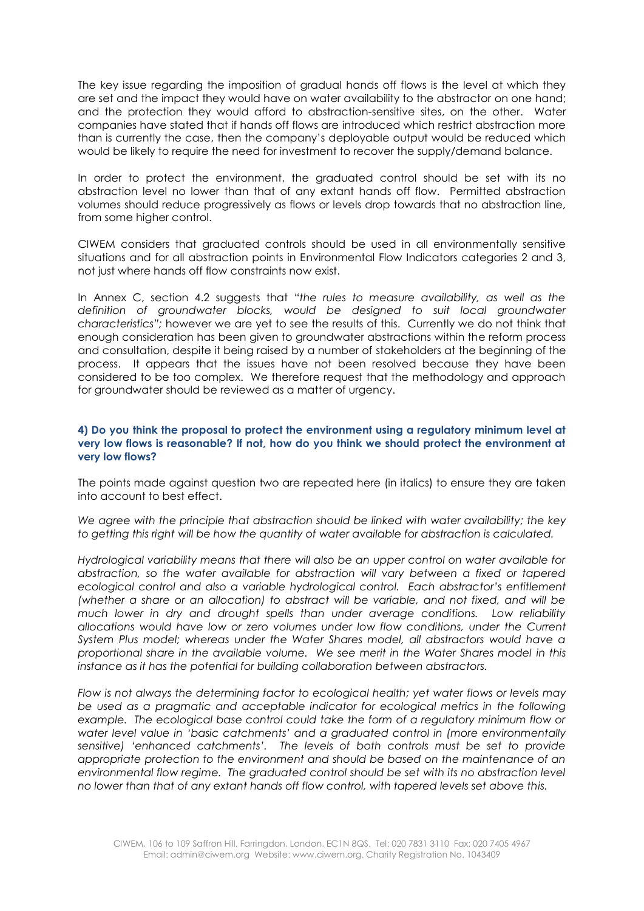The key issue regarding the imposition of gradual hands off flows is the level at which they are set and the impact they would have on water availability to the abstractor on one hand; and the protection they would afford to abstraction-sensitive sites, on the other. Water companies have stated that if hands off flows are introduced which restrict abstraction more than is currently the case, then the company's deployable output would be reduced which would be likely to require the need for investment to recover the supply/demand balance.

In order to protect the environment, the graduated control should be set with its no abstraction level no lower than that of any extant hands off flow. Permitted abstraction volumes should reduce progressively as flows or levels drop towards that no abstraction line, from some higher control.

CIWEM considers that graduated controls should be used in all environmentally sensitive situations and for all abstraction points in Environmental Flow Indicators categories 2 and 3, not just where hands off flow constraints now exist.

In Annex C, section 4.2 suggests that "*the rules to measure availability, as well as the definition of groundwater blocks, would be designed to suit local groundwater characteristics";* however we are yet to see the results of this. Currently we do not think that enough consideration has been given to groundwater abstractions within the reform process and consultation, despite it being raised by a number of stakeholders at the beginning of the process. It appears that the issues have not been resolved because they have been considered to be too complex. We therefore request that the methodology and approach for groundwater should be reviewed as a matter of urgency.

**4) Do you think the proposal to protect the environment using a regulatory minimum level at very low flows is reasonable? If not, how do you think we should protect the environment at very low flows?**

The points made against question two are repeated here (in italics) to ensure they are taken into account to best effect.

*We agree with the principle that abstraction should be linked with water availability; the key to getting this right will be how the quantity of water available for abstraction is calculated.*

*Hydrological variability means that there will also be an upper control on water available for abstraction, so the water available for abstraction will vary between a fixed or tapered ecological control and also a variable hydrological control. Each abstractor's entitlement (whether a share or an allocation) to abstract will be variable, and not fixed, and will be much lower in dry and drought spells than under average conditions. Low reliability allocations would have low or zero volumes under low flow conditions, under the Current System Plus model; whereas under the Water Shares model, all abstractors would have a proportional share in the available volume. We see merit in the Water Shares model in this instance as it has the potential for building collaboration between abstractors.*

*Flow is not always the determining factor to ecological health; yet water flows or levels may be used as a pragmatic and acceptable indicator for ecological metrics in the following example. The ecological base control could take the form of a regulatory minimum flow or water level value in 'basic catchments' and a graduated control in (more environmentally sensitive) 'enhanced catchments'. The levels of both controls must be set to provide appropriate protection to the environment and should be based on the maintenance of an environmental flow regime. The graduated control should be set with its no abstraction level no lower than that of any extant hands off flow control, with tapered levels set above this.*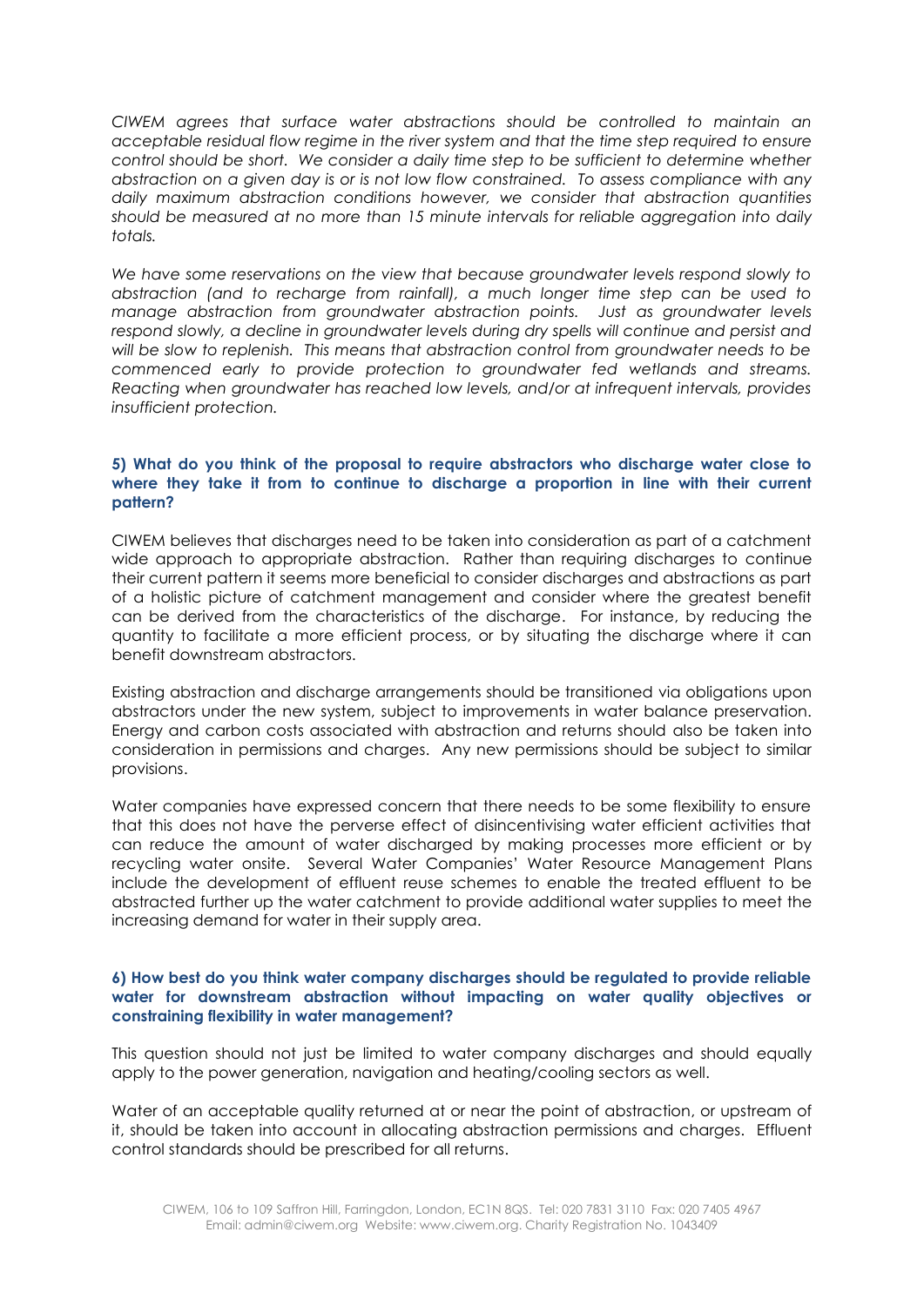*CIWEM agrees that surface water abstractions should be controlled to maintain an acceptable residual flow regime in the river system and that the time step required to ensure control should be short. We consider a daily time step to be sufficient to determine whether abstraction on a given day is or is not low flow constrained. To assess compliance with any daily maximum abstraction conditions however, we consider that abstraction quantities should be measured at no more than 15 minute intervals for reliable aggregation into daily totals.*

*We have some reservations on the view that because groundwater levels respond slowly to abstraction (and to recharge from rainfall), a much longer time step can be used to manage abstraction from groundwater abstraction points. Just as groundwater levels respond slowly, a decline in groundwater levels during dry spells will continue and persist and will be slow to replenish. This means that abstraction control from groundwater needs to be commenced early to provide protection to groundwater fed wetlands and streams. Reacting when groundwater has reached low levels, and/or at infrequent intervals, provides insufficient protection.*

**5) What do you think of the proposal to require abstractors who discharge water close to where they take it from to continue to discharge a proportion in line with their current pattern?**

CIWEM believes that discharges need to be taken into consideration as part of a catchment wide approach to appropriate abstraction. Rather than requiring discharges to continue their current pattern it seems more beneficial to consider discharges and abstractions as part of a holistic picture of catchment management and consider where the greatest benefit can be derived from the characteristics of the discharge. For instance, by reducing the quantity to facilitate a more efficient process, or by situating the discharge where it can benefit downstream abstractors.

Existing abstraction and discharge arrangements should be transitioned via obligations upon abstractors under the new system, subject to improvements in water balance preservation. Energy and carbon costs associated with abstraction and returns should also be taken into consideration in permissions and charges. Any new permissions should be subject to similar provisions.

Water companies have expressed concern that there needs to be some flexibility to ensure that this does not have the perverse effect of disincentivising water efficient activities that can reduce the amount of water discharged by making processes more efficient or by recycling water onsite. Several Water Companies' Water Resource Management Plans include the development of effluent reuse schemes to enable the treated effluent to be abstracted further up the water catchment to provide additional water supplies to meet the increasing demand for water in their supply area.

**6) How best do you think water company discharges should be regulated to provide reliable water for downstream abstraction without impacting on water quality objectives or constraining flexibility in water management?**

This question should not just be limited to water company discharges and should equally apply to the power generation, navigation and heating/cooling sectors as well.

Water of an acceptable quality returned at or near the point of abstraction, or upstream of it, should be taken into account in allocating abstraction permissions and charges. Effluent control standards should be prescribed for all returns.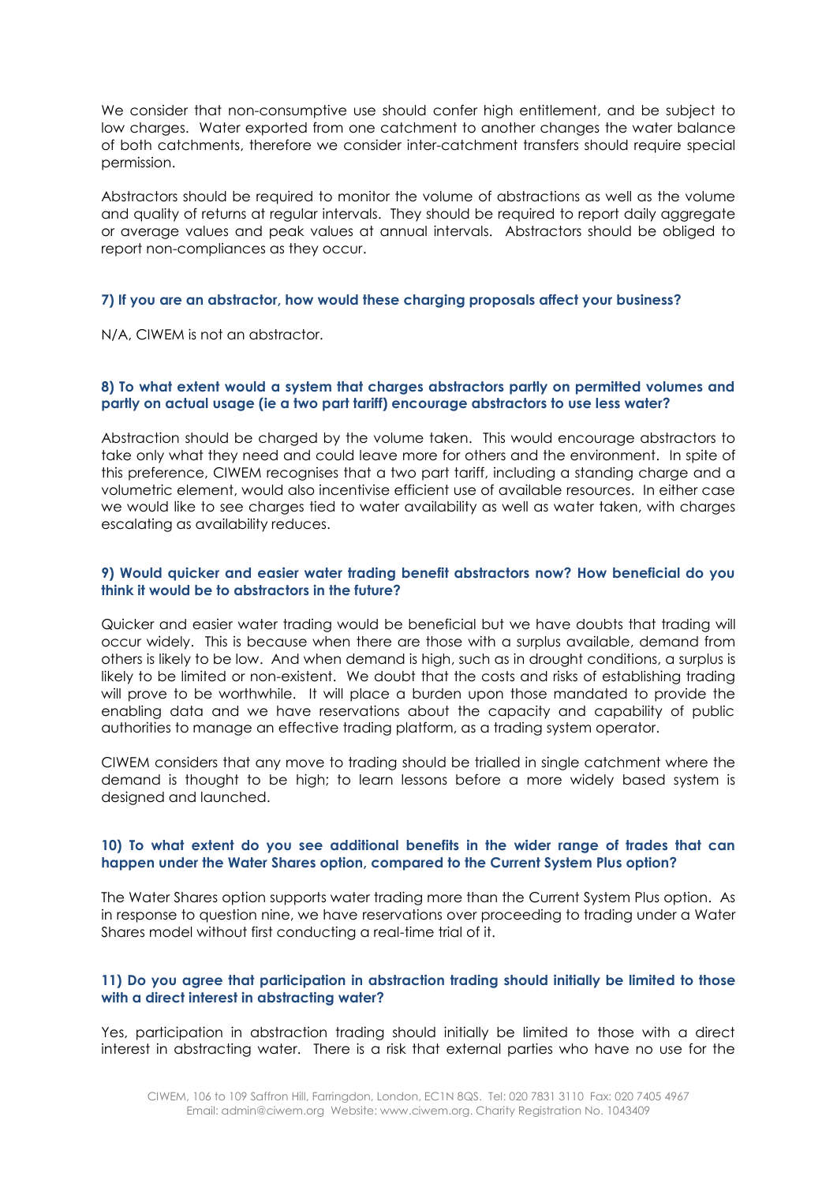We consider that non-consumptive use should confer high entitlement, and be subject to low charges. Water exported from one catchment to another changes the water balance of both catchments, therefore we consider inter-catchment transfers should require special permission.

Abstractors should be required to monitor the volume of abstractions as well as the volume and quality of returns at regular intervals. They should be required to report daily aggregate or average values and peak values at annual intervals. Abstractors should be obliged to report non-compliances as they occur.

**7) If you are an abstractor, how would these charging proposals affect your business?**

N/A, CIWEM is not an abstractor.

**8) To what extent would a system that charges abstractors partly on permitted volumes and partly on actual usage (ie a two part tariff) encourage abstractors to use less water?**

Abstraction should be charged by the volume taken. This would encourage abstractors to take only what they need and could leave more for others and the environment. In spite of this preference, CIWEM recognises that a two part tariff, including a standing charge and a volumetric element, would also incentivise efficient use of available resources. In either case we would like to see charges tied to water availability as well as water taken, with charges escalating as availability reduces.

**9) Would quicker and easier water trading benefit abstractors now? How beneficial do you think it would be to abstractors in the future?**

Quicker and easier water trading would be beneficial but we have doubts that trading will occur widely. This is because when there are those with a surplus available, demand from others is likely to be low. And when demand is high, such as in drought conditions, a surplus is likely to be limited or non-existent. We doubt that the costs and risks of establishing trading will prove to be worthwhile. It will place a burden upon those mandated to provide the enabling data and we have reservations about the capacity and capability of public authorities to manage an effective trading platform, as a trading system operator.

CIWEM considers that any move to trading should be trialled in single catchment where the demand is thought to be high; to learn lessons before a more widely based system is designed and launched.

**10) To what extent do you see additional benefits in the wider range of trades that can happen under the Water Shares option, compared to the Current System Plus option?**

The Water Shares option supports water trading more than the Current System Plus option. As in response to question nine, we have reservations over proceeding to trading under a Water Shares model without first conducting a real-time trial of it.

**11) Do you agree that participation in abstraction trading should initially be limited to those with a direct interest in abstracting water?**

Yes, participation in abstraction trading should initially be limited to those with a direct interest in abstracting water. There is a risk that external parties who have no use for the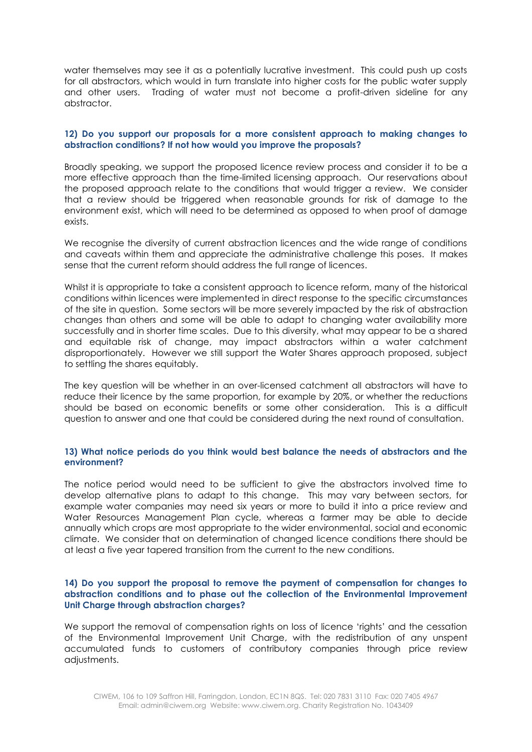water themselves may see it as a potentially lucrative investment. This could push up costs for all abstractors, which would in turn translate into higher costs for the public water supply and other users. Trading of water must not become a profit-driven sideline for any abstractor.

**12) Do you support our proposals for a more consistent approach to making changes to abstraction conditions? If not how would you improve the proposals?**

Broadly speaking, we support the proposed licence review process and consider it to be a more effective approach than the time-limited licensing approach. Our reservations about the proposed approach relate to the conditions that would trigger a review. We consider that a review should be triggered when reasonable grounds for risk of damage to the environment exist, which will need to be determined as opposed to when proof of damage exists.

We recognise the diversity of current abstraction licences and the wide range of conditions and caveats within them and appreciate the administrative challenge this poses. It makes sense that the current reform should address the full range of licences.

Whilst it is appropriate to take a consistent approach to licence reform, many of the historical conditions within licences were implemented in direct response to the specific circumstances of the site in question. Some sectors will be more severely impacted by the risk of abstraction changes than others and some will be able to adapt to changing water availability more successfully and in shorter time scales. Due to this diversity, what may appear to be a shared and equitable risk of change, may impact abstractors within a water catchment disproportionately. However we still support the Water Shares approach proposed, subject to settling the shares equitably.

The key question will be whether in an over-licensed catchment all abstractors will have to reduce their licence by the same proportion, for example by 20%, or whether the reductions should be based on economic benefits or some other consideration. This is a difficult question to answer and one that could be considered during the next round of consultation.

**13) What notice periods do you think would best balance the needs of abstractors and the environment?**

The notice period would need to be sufficient to give the abstractors involved time to develop alternative plans to adapt to this change. This may vary between sectors, for example water companies may need six years or more to build it into a price review and Water Resources Management Plan cycle, whereas a farmer may be able to decide annually which crops are most appropriate to the wider environmental, social and economic climate. We consider that on determination of changed licence conditions there should be at least a five year tapered transition from the current to the new conditions.

**14) Do you support the proposal to remove the payment of compensation for changes to abstraction conditions and to phase out the collection of the Environmental Improvement Unit Charge through abstraction charges?**

We support the removal of compensation rights on loss of licence 'rights' and the cessation of the Environmental Improvement Unit Charge, with the redistribution of any unspent accumulated funds to customers of contributory companies through price review adjustments.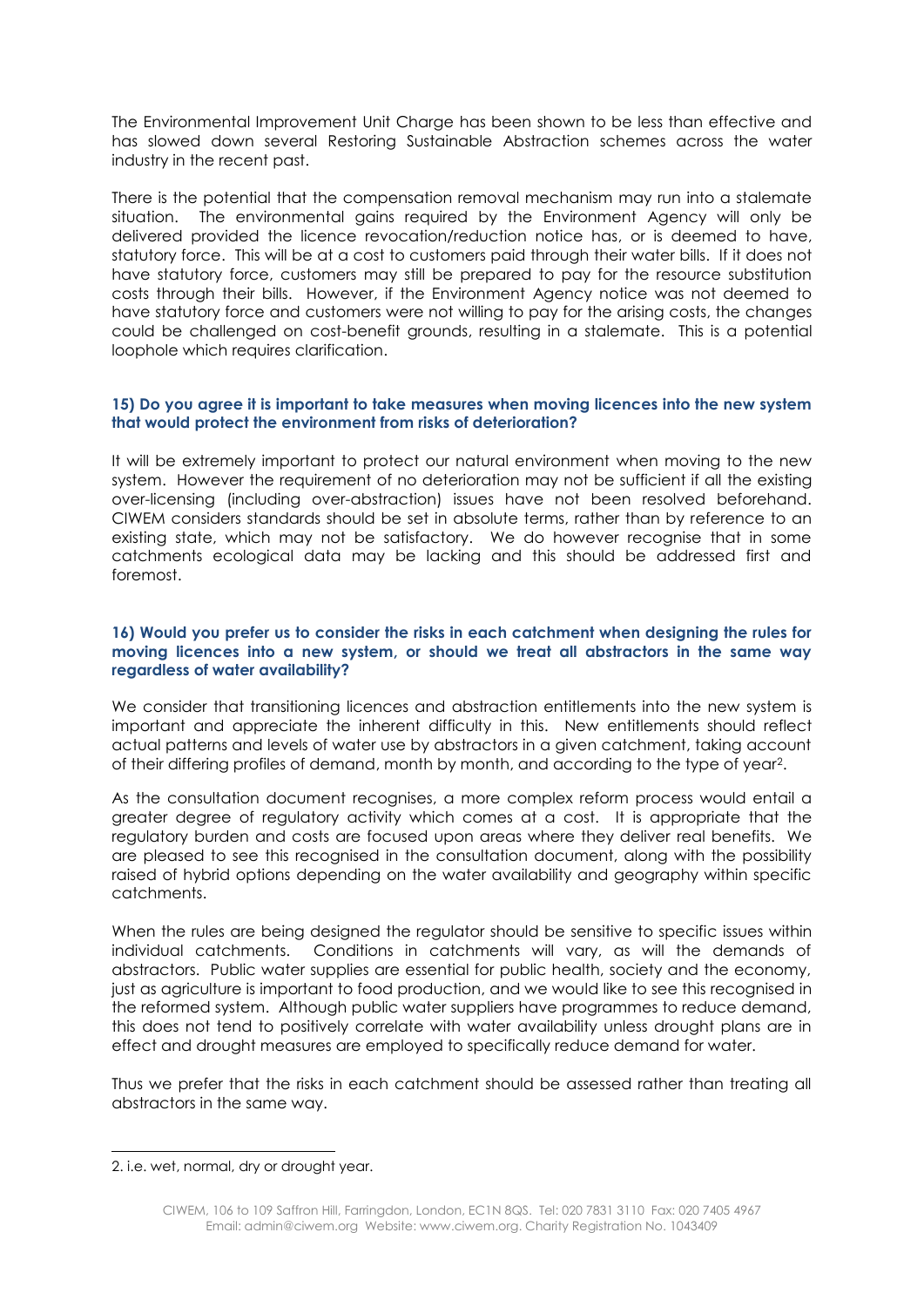The Environmental Improvement Unit Charge has been shown to be less than effective and has slowed down several Restoring Sustainable Abstraction schemes across the water industry in the recent past.

There is the potential that the compensation removal mechanism may run into a stalemate situation. The environmental gains required by the Environment Agency will only be delivered provided the licence revocation/reduction notice has, or is deemed to have, statutory force. This will be at a cost to customers paid through their water bills. If it does not have statutory force, customers may still be prepared to pay for the resource substitution costs through their bills. However, if the Environment Agency notice was not deemed to have statutory force and customers were not willing to pay for the arising costs, the changes could be challenged on cost-benefit grounds, resulting in a stalemate. This is a potential loophole which requires clarification.

### 15) Do you agree it is important to take measures when moving licences into the new system that would protect the environment from risks of deterioration?

It will be extremely important to protect our natural environment when moving to the new system. However the requirement of no deterioration may not be sufficient if all the existing over-licensing (including over-abstraction) issues have not been resolved beforehand. CIWEM considers standards should be set in absolute terms, rather than by reference to an existing state, which may not be satisfactory. We do however recognise that in some catchments ecological data may be lacking and this should be addressed first and foremost.

### 16) Would you prefer us to consider the risks in each catchment when designing the rules for moving licences into a new system, or should we treat all abstractors in the same way regardless of water availability?

We consider that transitioning licences and abstraction entitlements into the new system is important and appreciate the inherent difficulty in this. New entitlements should reflect actual patterns and levels of water use by abstractors in a given catchment, taking account of their differing profiles of demand, month by month, and according to the type of year[2].

As the consultation document recognises, a more complex reform process would entail a greater degree of regulatory activity which comes at a cost. It is appropriate that the regulatory burden and costs are focused upon areas where they deliver real benefits. We are pleased to see this recognised in the consultation document, along with the possibility raised of hybrid options depending on the water availability and geography within specific catchments.

When the rules are being designed the regulator should be sensitive to specific issues within individual catchments. Conditions in catchments will vary, as will the demands of abstractors. Public water supplies are essential for public health, society and the economy, just as agriculture is important to food production, and we would like to see this recognised in the reformed system. Although public water suppliers have programmes to reduce demand, this does not tend to positively correlate with water availability unless drought plans are in effect and drought measures are employed to specifically reduce demand for water.

Thus we prefer that the risks in each catchment should be assessed rather than treating all abstractors in the same way.

---

2. i.e. wet, normal, dry or drought year.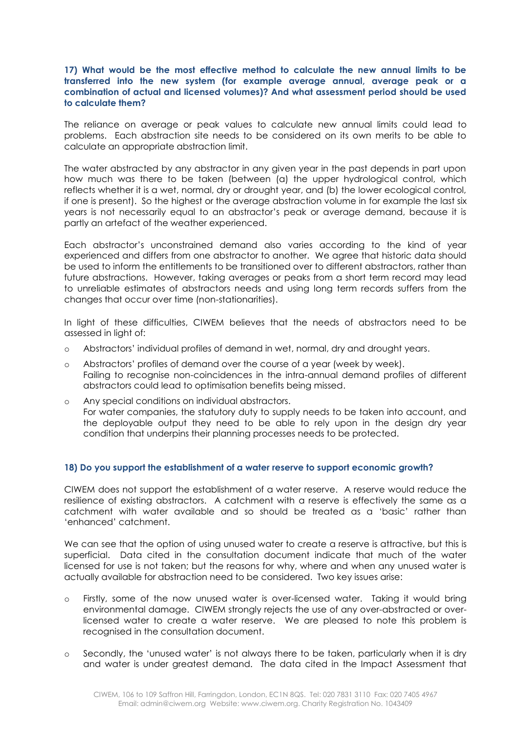**17) What would be the most effective method to calculate the new annual limits to be transferred into the new system (for example average annual, average peak or a combination of actual and licensed volumes)? And what assessment period should be used to calculate them?**

The reliance on average or peak values to calculate new annual limits could lead to problems. Each abstraction site needs to be considered on its own merits to be able to calculate an appropriate abstraction limit.

The water abstracted by any abstractor in any given year in the past depends in part upon how much was there to be taken (between (a) the upper hydrological control, which reflects whether it is a wet, normal, dry or drought year, and (b) the lower ecological control, if one is present). So the highest or the average abstraction volume in for example the last six years is not necessarily equal to an abstractor's peak or average demand, because it is partly an artefact of the weather experienced.

Each abstractor's unconstrained demand also varies according to the kind of year experienced and differs from one abstractor to another. We agree that historic data should be used to inform the entitlements to be transitioned over to different abstractors, rather than future abstractions. However, taking averages or peaks from a short term record may lead to unreliable estimates of abstractors needs and using long term records suffers from the changes that occur over time (non-stationarities).

In light of these difficulties, CIWEM believes that the needs of abstractors need to be assessed in light of:

- Abstractors' individual profiles of demand in wet, normal, dry and drought years.
- Abstractors' profiles of demand over the course of a year (week by week).
  Failing to recognise non-coincidences in the intra-annual demand profiles of different abstractors could lead to optimisation benefits being missed.
- Any special conditions on individual abstractors.
  For water companies, the statutory duty to supply needs to be taken into account, and the deployable output they need to be able to rely upon in the design dry year condition that underpins their planning processes needs to be protected.

**18) Do you support the establishment of a water reserve to support economic growth?**

CIWEM does not support the establishment of a water reserve. A reserve would reduce the resilience of existing abstractors. A catchment with a reserve is effectively the same as a catchment with water available and so should be treated as a 'basic' rather than 'enhanced' catchment.

We can see that the option of using unused water to create a reserve is attractive, but this is superficial. Data cited in the consultation document indicate that much of the water licensed for use is not taken; but the reasons for why, where and when any unused water is actually available for abstraction need to be considered. Two key issues arise:

- Firstly, some of the now unused water is over-licensed water. Taking it would bring environmental damage. CIWEM strongly rejects the use of any over-abstracted or over-licensed water to create a water reserve. We are pleased to note this problem is recognised in the consultation document.
- Secondly, the 'unused water' is not always there to be taken, particularly when it is dry and water is under greatest demand. The data cited in the Impact Assessment that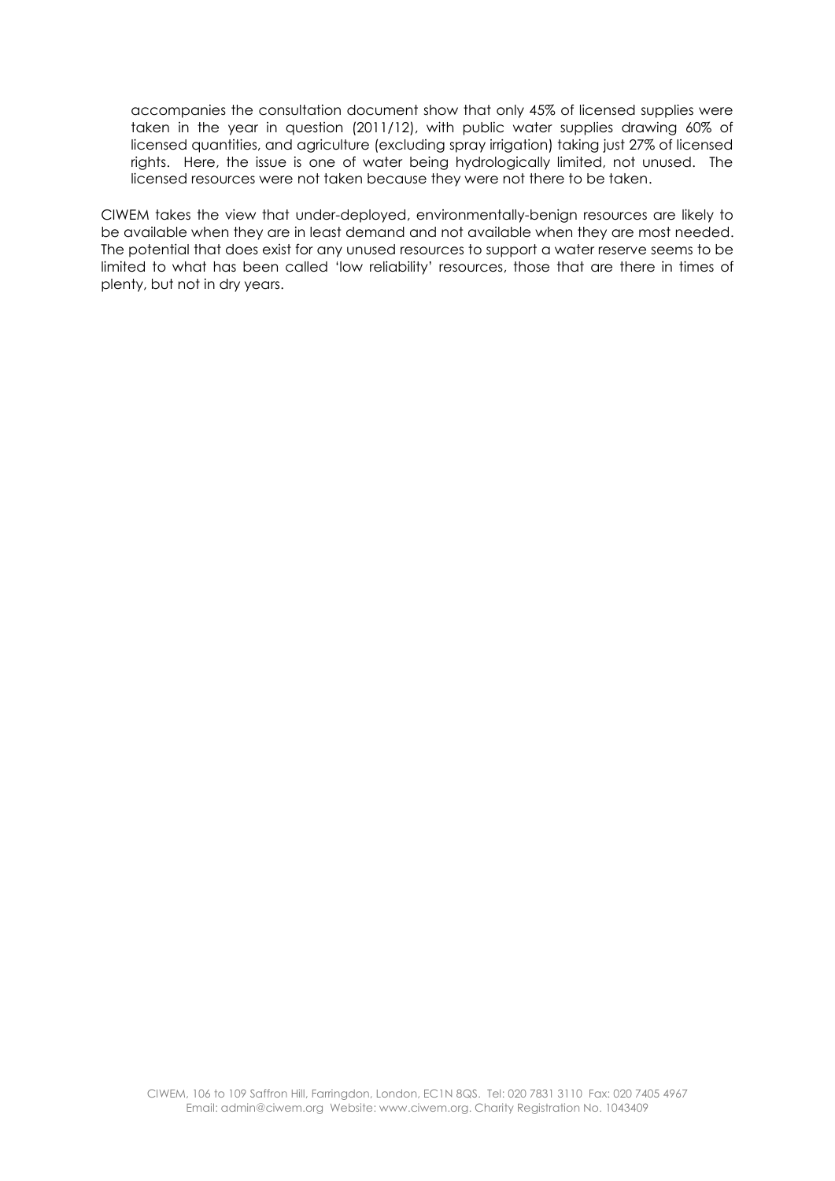accompanies the consultation document show that only 45% of licensed supplies were taken in the year in question (2011/12), with public water supplies drawing 60% of licensed quantities, and agriculture (excluding spray irrigation) taking just 27% of licensed rights. Here, the issue is one of water being hydrologically limited, not unused. The licensed resources were not taken because they were not there to be taken.

CIWEM takes the view that under-deployed, environmentally-benign resources are likely to be available when they are in least demand and not available when they are most needed. The potential that does exist for any unused resources to support a water reserve seems to be limited to what has been called 'low reliability' resources, those that are there in times of plenty, but not in dry years.